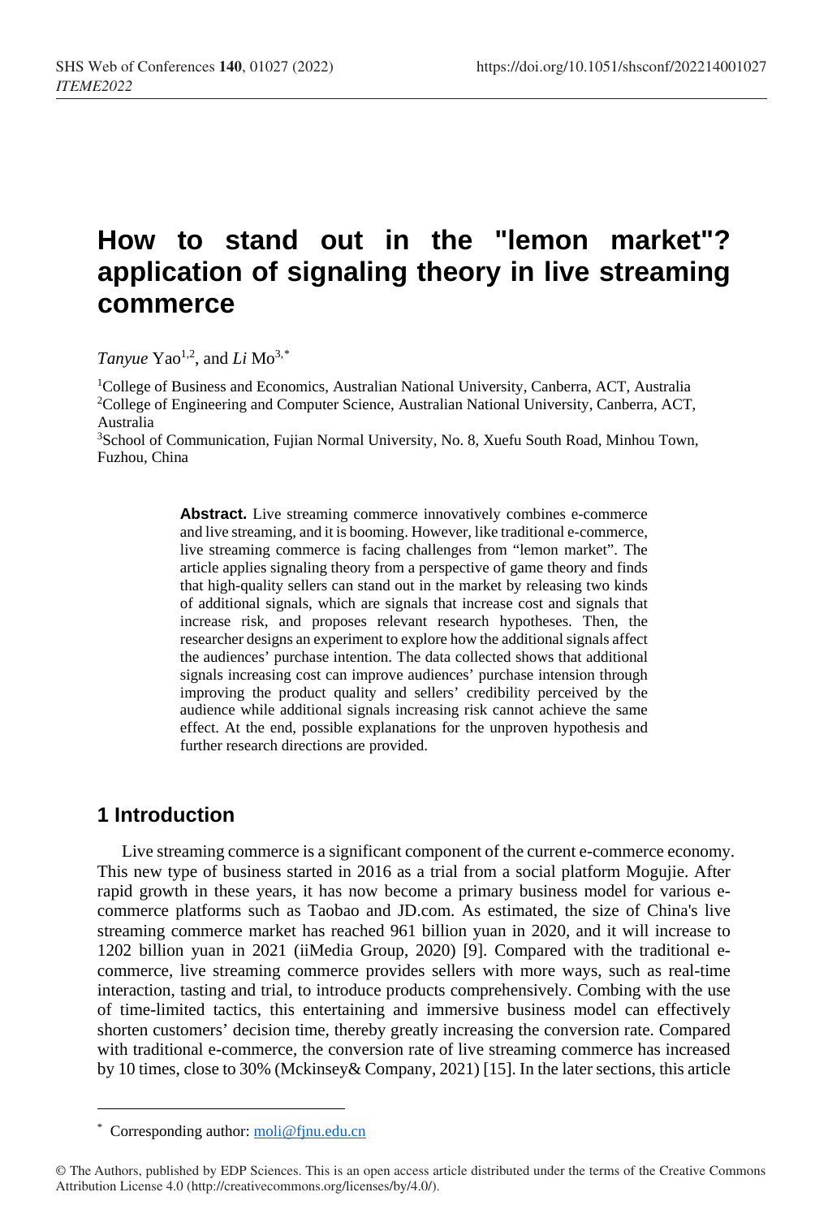# How to stand out in the "lemon market"? application of signaling theory in live streaming commerce

*Tanyue* Yao[1,2], and *Li* Mo[3,*]

[1]College of Business and Economics, Australian National University, Canberra, ACT, Australia
[2]College of Engineering and Computer Science, Australian National University, Canberra, ACT, Australia
[3]School of Communication, Fujian Normal University, No. 8, Xuefu South Road, Minhou Town, Fuzhou, China

**Abstract.** Live streaming commerce innovatively combines e-commerce and live streaming, and it is booming. However, like traditional e-commerce, live streaming commerce is facing challenges from "lemon market". The article applies signaling theory from a perspective of game theory and finds that high-quality sellers can stand out in the market by releasing two kinds of additional signals, which are signals that increase cost and signals that increase risk, and proposes relevant research hypotheses. Then, the researcher designs an experiment to explore how the additional signals affect the audiences' purchase intention. The data collected shows that additional signals increasing cost can improve audiences' purchase intension through improving the product quality and sellers' credibility perceived by the audience while additional signals increasing risk cannot achieve the same effect. At the end, possible explanations for the unproven hypothesis and further research directions are provided.

## 1 Introduction

Live streaming commerce is a significant component of the current e-commerce economy. This new type of business started in 2016 as a trial from a social platform Mogujie. After rapid growth in these years, it has now become a primary business model for various e-commerce platforms such as Taobao and JD.com. As estimated, the size of China's live streaming commerce market has reached 961 billion yuan in 2020, and it will increase to 1202 billion yuan in 2021 (iiMedia Group, 2020) [9]. Compared with the traditional e-commerce, live streaming commerce provides sellers with more ways, such as real-time interaction, tasting and trial, to introduce products comprehensively. Combing with the use of time-limited tactics, this entertaining and immersive business model can effectively shorten customers' decision time, thereby greatly increasing the conversion rate. Compared with traditional e-commerce, the conversion rate of live streaming commerce has increased by 10 times, close to 30% (Mckinsey& Company, 2021) [15]. In the later sections, this article

[*] Corresponding author: moli@fjnu.edu.cn

© The Authors, published by EDP Sciences. This is an open access article distributed under the terms of the Creative Commons Attribution License 4.0 (http://creativecommons.org/licenses/by/4.0/).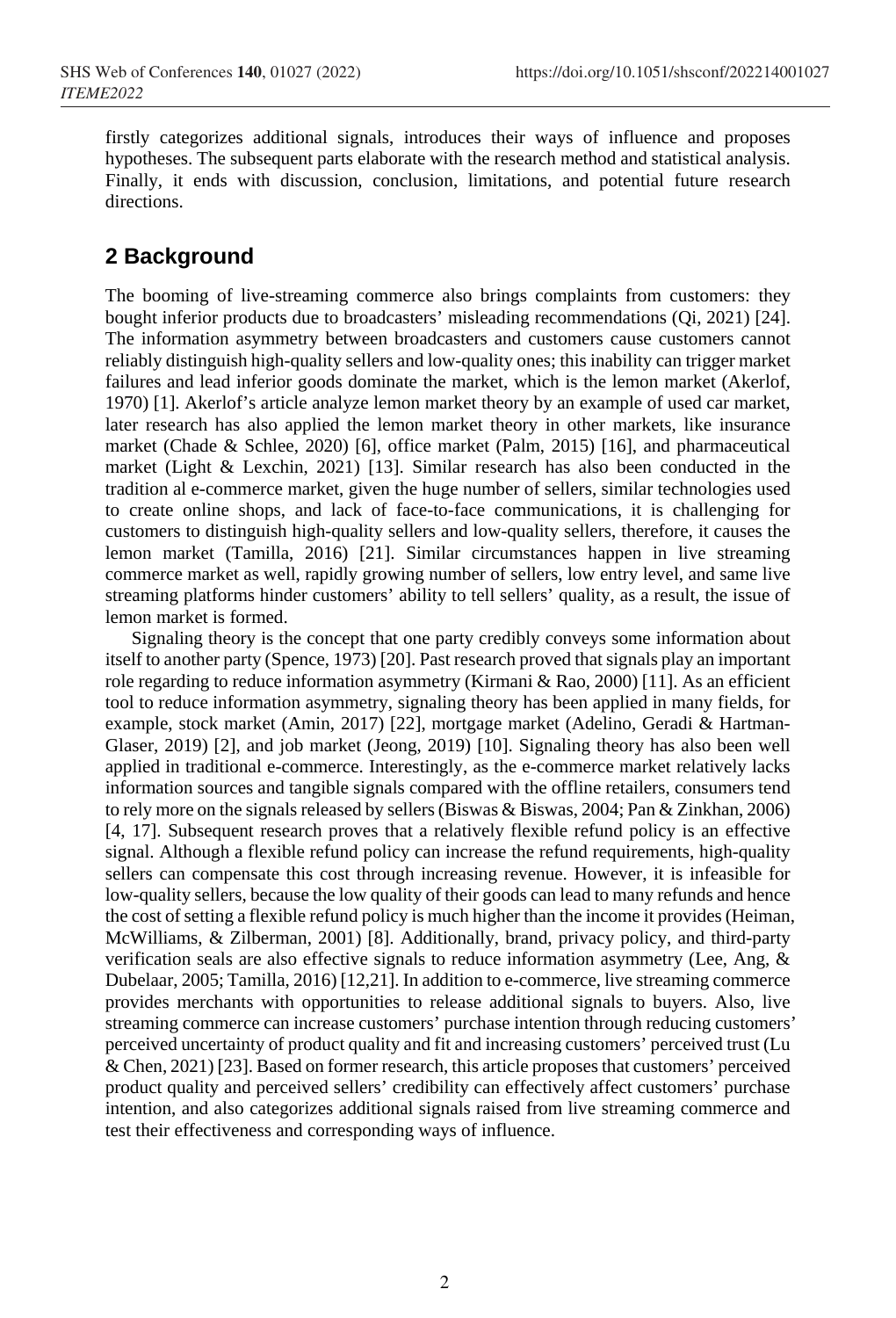firstly categorizes additional signals, introduces their ways of influence and proposes hypotheses. The subsequent parts elaborate with the research method and statistical analysis. Finally, it ends with discussion, conclusion, limitations, and potential future research directions.

## 2 Background

The booming of live-streaming commerce also brings complaints from customers: they bought inferior products due to broadcasters' misleading recommendations (Qi, 2021) [24]. The information asymmetry between broadcasters and customers cause customers cannot reliably distinguish high-quality sellers and low-quality ones; this inability can trigger market failures and lead inferior goods dominate the market, which is the lemon market (Akerlof, 1970) [1]. Akerlof's article analyze lemon market theory by an example of used car market, later research has also applied the lemon market theory in other markets, like insurance market (Chade & Schlee, 2020) [6], office market (Palm, 2015) [16], and pharmaceutical market (Light & Lexchin, 2021) [13]. Similar research has also been conducted in the tradition al e-commerce market, given the huge number of sellers, similar technologies used to create online shops, and lack of face-to-face communications, it is challenging for customers to distinguish high-quality sellers and low-quality sellers, therefore, it causes the lemon market (Tamilla, 2016) [21]. Similar circumstances happen in live streaming commerce market as well, rapidly growing number of sellers, low entry level, and same live streaming platforms hinder customers' ability to tell sellers' quality, as a result, the issue of lemon market is formed.

Signaling theory is the concept that one party credibly conveys some information about itself to another party (Spence, 1973) [20]. Past research proved that signals play an important role regarding to reduce information asymmetry (Kirmani & Rao, 2000) [11]. As an efficient tool to reduce information asymmetry, signaling theory has been applied in many fields, for example, stock market (Amin, 2017) [22], mortgage market (Adelino, Geradi & Hartman-Glaser, 2019) [2], and job market (Jeong, 2019) [10]. Signaling theory has also been well applied in traditional e-commerce. Interestingly, as the e-commerce market relatively lacks information sources and tangible signals compared with the offline retailers, consumers tend to rely more on the signals released by sellers (Biswas & Biswas, 2004; Pan & Zinkhan, 2006) [4, 17]. Subsequent research proves that a relatively flexible refund policy is an effective signal. Although a flexible refund policy can increase the refund requirements, high-quality sellers can compensate this cost through increasing revenue. However, it is infeasible for low-quality sellers, because the low quality of their goods can lead to many refunds and hence the cost of setting a flexible refund policy is much higher than the income it provides (Heiman, McWilliams, & Zilberman, 2001) [8]. Additionally, brand, privacy policy, and third-party verification seals are also effective signals to reduce information asymmetry (Lee, Ang, & Dubelaar, 2005; Tamilla, 2016) [12,21]. In addition to e-commerce, live streaming commerce provides merchants with opportunities to release additional signals to buyers. Also, live streaming commerce can increase customers' purchase intention through reducing customers' perceived uncertainty of product quality and fit and increasing customers' perceived trust (Lu & Chen, 2021) [23]. Based on former research, this article proposes that customers' perceived product quality and perceived sellers' credibility can effectively affect customers' purchase intention, and also categorizes additional signals raised from live streaming commerce and test their effectiveness and corresponding ways of influence.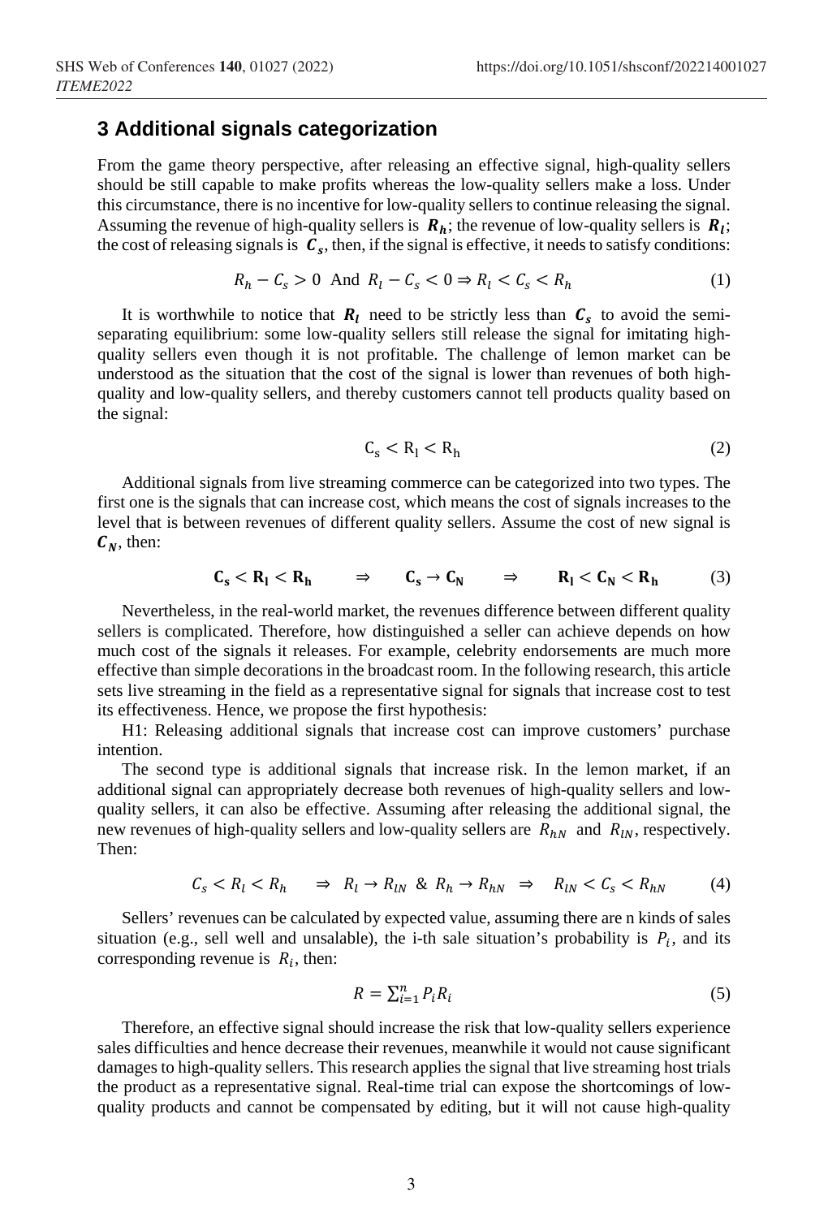## 3 Additional signals categorization

From the game theory perspective, after releasing an effective signal, high-quality sellers should be still capable to make profits whereas the low-quality sellers make a loss. Under this circumstance, there is no incentive for low-quality sellers to continue releasing the signal. Assuming the revenue of high-quality sellers is $\boldsymbol{R_h}$; the revenue of low-quality sellers is $\boldsymbol{R_l}$; the cost of releasing signals is $\boldsymbol{C_s}$, then, if the signal is effective, it needs to satisfy conditions:

$$R_h - C_s > 0 \text{ And } R_l - C_s < 0 \Rightarrow R_l < C_s < R_h \tag{1}$$

It is worthwhile to notice that $\boldsymbol{R_l}$ need to be strictly less than $\boldsymbol{C_s}$ to avoid the semi-separating equilibrium: some low-quality sellers still release the signal for imitating high-quality sellers even though it is not profitable. The challenge of lemon market can be understood as the situation that the cost of the signal is lower than revenues of both high-quality and low-quality sellers, and thereby customers cannot tell products quality based on the signal:

$$\mathrm{C_s} < \mathrm{R_l} < \mathrm{R_h} \tag{2}$$

Additional signals from live streaming commerce can be categorized into two types. The first one is the signals that can increase cost, which means the cost of signals increases to the level that is between revenues of different quality sellers. Assume the cost of new signal is $\boldsymbol{C_N}$, then:

$$\mathbf{C_s} < \mathbf{R_l} < \mathbf{R_h} \quad \Rightarrow \quad \mathbf{C_s} \to \mathbf{C_N} \quad \Rightarrow \quad \mathbf{R_l} < \mathbf{C_N} < \mathbf{R_h} \tag{3}$$

Nevertheless, in the real-world market, the revenues difference between different quality sellers is complicated. Therefore, how distinguished a seller can achieve depends on how much cost of the signals it releases. For example, celebrity endorsements are much more effective than simple decorations in the broadcast room. In the following research, this article sets live streaming in the field as a representative signal for signals that increase cost to test its effectiveness. Hence, we propose the first hypothesis:

H1: Releasing additional signals that increase cost can improve customers' purchase intention.

The second type is additional signals that increase risk. In the lemon market, if an additional signal can appropriately decrease both revenues of high-quality sellers and low-quality sellers, it can also be effective. Assuming after releasing the additional signal, the new revenues of high-quality sellers and low-quality sellers are $R_{hN}$ and $R_{lN}$, respectively. Then:

$$C_s < R_l < R_h \quad \Rightarrow \quad R_l \to R_{lN} \;\&\; R_h \to R_{hN} \quad \Rightarrow \quad R_{lN} < C_s < R_{hN} \tag{4}$$

Sellers' revenues can be calculated by expected value, assuming there are n kinds of sales situation (e.g., sell well and unsalable), the i-th sale situation's probability is $P_i$, and its corresponding revenue is $R_i$, then:

$$R = \sum_{i=1}^{n} P_i R_i \tag{5}$$

Therefore, an effective signal should increase the risk that low-quality sellers experience sales difficulties and hence decrease their revenues, meanwhile it would not cause significant damages to high-quality sellers. This research applies the signal that live streaming host trials the product as a representative signal. Real-time trial can expose the shortcomings of low-quality products and cannot be compensated by editing, but it will not cause high-quality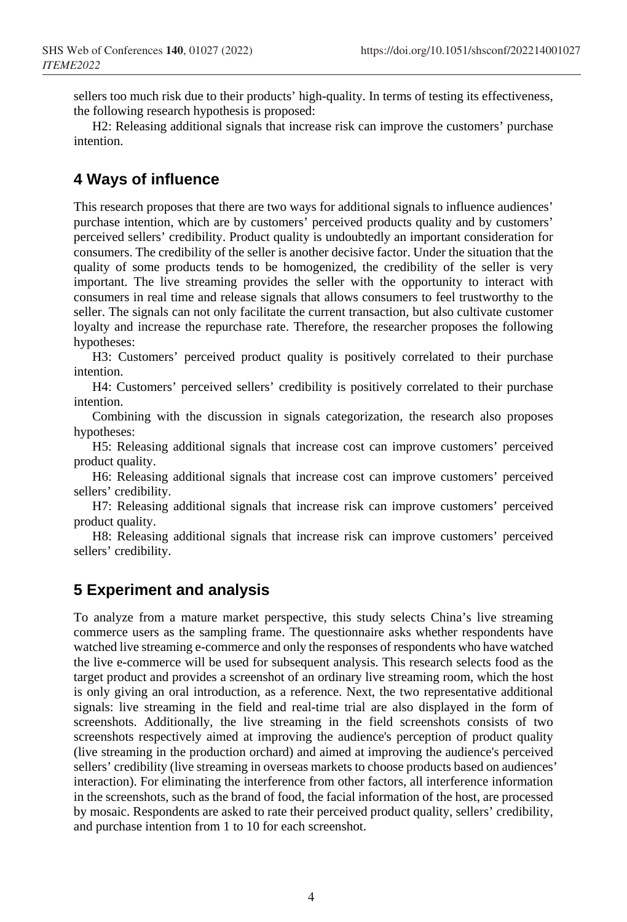sellers too much risk due to their products' high-quality. In terms of testing its effectiveness, the following research hypothesis is proposed:

H2: Releasing additional signals that increase risk can improve the customers' purchase intention.

## 4 Ways of influence

This research proposes that there are two ways for additional signals to influence audiences' purchase intention, which are by customers' perceived products quality and by customers' perceived sellers' credibility. Product quality is undoubtedly an important consideration for consumers. The credibility of the seller is another decisive factor. Under the situation that the quality of some products tends to be homogenized, the credibility of the seller is very important. The live streaming provides the seller with the opportunity to interact with consumers in real time and release signals that allows consumers to feel trustworthy to the seller. The signals can not only facilitate the current transaction, but also cultivate customer loyalty and increase the repurchase rate. Therefore, the researcher proposes the following hypotheses:

H3: Customers' perceived product quality is positively correlated to their purchase intention.

H4: Customers' perceived sellers' credibility is positively correlated to their purchase intention.

Combining with the discussion in signals categorization, the research also proposes hypotheses:

H5: Releasing additional signals that increase cost can improve customers' perceived product quality.

H6: Releasing additional signals that increase cost can improve customers' perceived sellers' credibility.

H7: Releasing additional signals that increase risk can improve customers' perceived product quality.

H8: Releasing additional signals that increase risk can improve customers' perceived sellers' credibility.

## 5 Experiment and analysis

To analyze from a mature market perspective, this study selects China's live streaming commerce users as the sampling frame. The questionnaire asks whether respondents have watched live streaming e-commerce and only the responses of respondents who have watched the live e-commerce will be used for subsequent analysis. This research selects food as the target product and provides a screenshot of an ordinary live streaming room, which the host is only giving an oral introduction, as a reference. Next, the two representative additional signals: live streaming in the field and real-time trial are also displayed in the form of screenshots. Additionally, the live streaming in the field screenshots consists of two screenshots respectively aimed at improving the audience's perception of product quality (live streaming in the production orchard) and aimed at improving the audience's perceived sellers' credibility (live streaming in overseas markets to choose products based on audiences' interaction). For eliminating the interference from other factors, all interference information in the screenshots, such as the brand of food, the facial information of the host, are processed by mosaic. Respondents are asked to rate their perceived product quality, sellers' credibility, and purchase intention from 1 to 10 for each screenshot.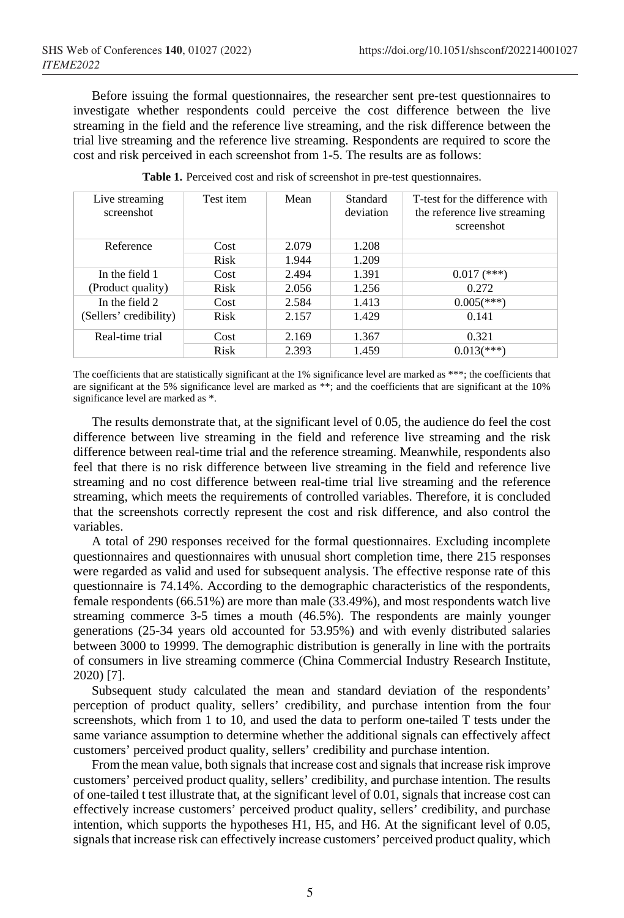Before issuing the formal questionnaires, the researcher sent pre-test questionnaires to investigate whether respondents could perceive the cost difference between the live streaming in the field and the reference live streaming, and the risk difference between the trial live streaming and the reference live streaming. Respondents are required to score the cost and risk perceived in each screenshot from 1-5. The results are as follows:

**Table 1.** Perceived cost and risk of screenshot in pre-test questionnaires.

| Live streaming screenshot | Test item | Mean | Standard deviation | T-test for the difference with the reference live streaming screenshot |
|---|---|---|---|---|
| Reference | Cost | 2.079 | 1.208 | |
| | Risk | 1.944 | 1.209 | |
| In the field 1 (Product quality) | Cost | 2.494 | 1.391 | 0.017 (***) |
| | Risk | 2.056 | 1.256 | 0.272 |
| In the field 2 (Sellers' credibility) | Cost | 2.584 | 1.413 | 0.005(***) |
| | Risk | 2.157 | 1.429 | 0.141 |
| Real-time trial | Cost | 2.169 | 1.367 | 0.321 |
| | Risk | 2.393 | 1.459 | 0.013(***) |

The coefficients that are statistically significant at the 1% significance level are marked as ***; the coefficients that are significant at the 5% significance level are marked as **; and the coefficients that are significant at the 10% significance level are marked as *.

The results demonstrate that, at the significant level of 0.05, the audience do feel the cost difference between live streaming in the field and reference live streaming and the risk difference between real-time trial and the reference streaming. Meanwhile, respondents also feel that there is no risk difference between live streaming in the field and reference live streaming and no cost difference between real-time trial live streaming and the reference streaming, which meets the requirements of controlled variables. Therefore, it is concluded that the screenshots correctly represent the cost and risk difference, and also control the variables.

A total of 290 responses received for the formal questionnaires. Excluding incomplete questionnaires and questionnaires with unusual short completion time, there 215 responses were regarded as valid and used for subsequent analysis. The effective response rate of this questionnaire is 74.14%. According to the demographic characteristics of the respondents, female respondents (66.51%) are more than male (33.49%), and most respondents watch live streaming commerce 3-5 times a mouth (46.5%). The respondents are mainly younger generations (25-34 years old accounted for 53.95%) and with evenly distributed salaries between 3000 to 19999. The demographic distribution is generally in line with the portraits of consumers in live streaming commerce (China Commercial Industry Research Institute, 2020) [7].

Subsequent study calculated the mean and standard deviation of the respondents' perception of product quality, sellers' credibility, and purchase intention from the four screenshots, which from 1 to 10, and used the data to perform one-tailed T tests under the same variance assumption to determine whether the additional signals can effectively affect customers' perceived product quality, sellers' credibility and purchase intention.

From the mean value, both signals that increase cost and signals that increase risk improve customers' perceived product quality, sellers' credibility, and purchase intention. The results of one-tailed t test illustrate that, at the significant level of 0.01, signals that increase cost can effectively increase customers' perceived product quality, sellers' credibility, and purchase intention, which supports the hypotheses H1, H5, and H6. At the significant level of 0.05, signals that increase risk can effectively increase customers' perceived product quality, which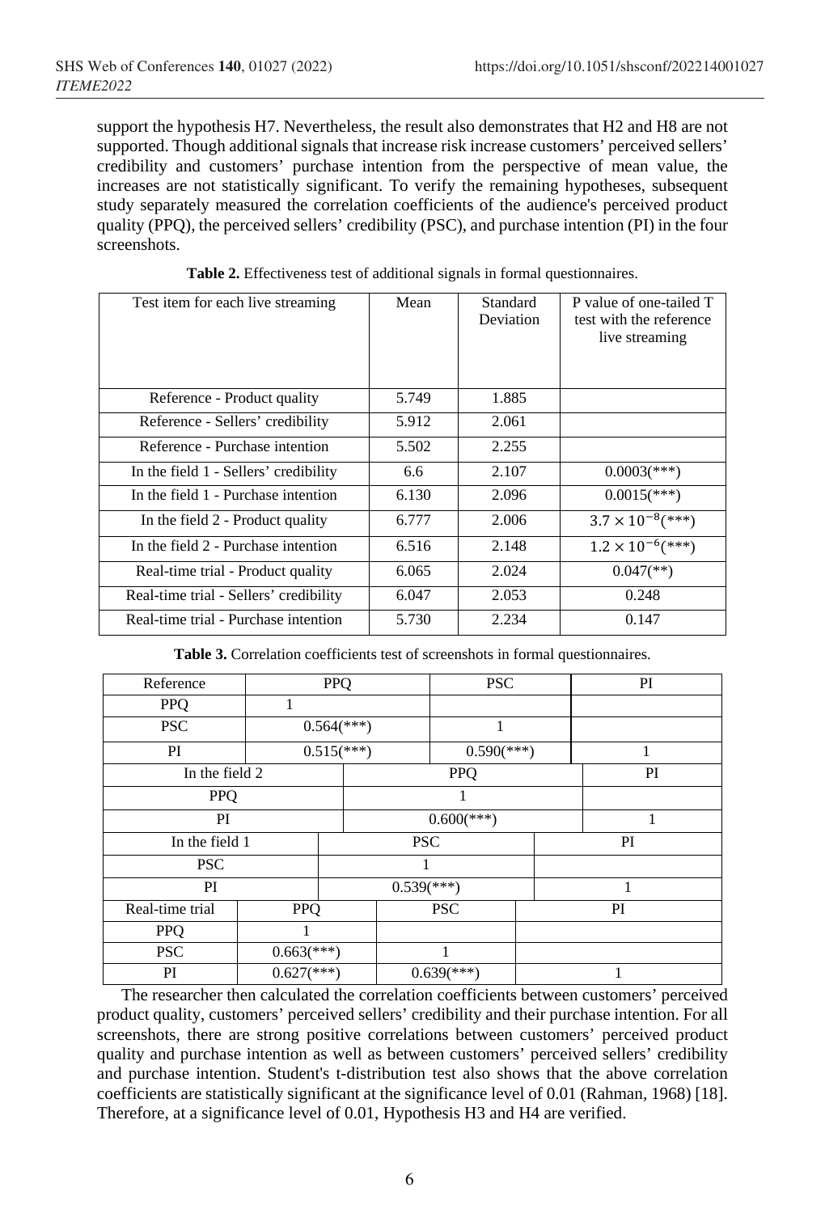support the hypothesis H7. Nevertheless, the result also demonstrates that H2 and H8 are not supported. Though additional signals that increase risk increase customers' perceived sellers' credibility and customers' purchase intention from the perspective of mean value, the increases are not statistically significant. To verify the remaining hypotheses, subsequent study separately measured the correlation coefficients of the audience's perceived product quality (PPQ), the perceived sellers' credibility (PSC), and purchase intention (PI) in the four screenshots.

**Table 2.** Effectiveness test of additional signals in formal questionnaires.

| Test item for each live streaming | Mean | Standard Deviation | P value of one-tailed T test with the reference live streaming |
|---|---|---|---|
| Reference - Product quality | 5.749 | 1.885 | |
| Reference - Sellers' credibility | 5.912 | 2.061 | |
| Reference - Purchase intention | 5.502 | 2.255 | |
| In the field 1 - Sellers' credibility | 6.6 | 2.107 | 0.0003(***) |
| In the field 1 - Purchase intention | 6.130 | 2.096 | 0.0015(***) |
| In the field 2 - Product quality | 6.777 | 2.006 | $3.7 \times 10^{-8}$(***) |
| In the field 2 - Purchase intention | 6.516 | 2.148 | $1.2 \times 10^{-6}$(***) |
| Real-time trial - Product quality | 6.065 | 2.024 | 0.047(**) |
| Real-time trial - Sellers' credibility | 6.047 | 2.053 | 0.248 |
| Real-time trial - Purchase intention | 5.730 | 2.234 | 0.147 |

**Table 3.** Correlation coefficients test of screenshots in formal questionnaires.

| Reference | PPQ | PSC | PI |
|---|---|---|---|
| PPQ | 1 | | |
| PSC | 0.564(***) | 1 | |
| PI | 0.515(***) | 0.590(***) | 1 |
| **In the field 2** | **PPQ** | | **PI** |
| PPQ | 1 | | |
| PI | 0.600(***) | | 1 |
| **In the field 1** | | **PSC** | **PI** |
| PSC | | 1 | |
| PI | | 0.539(***) | 1 |
| **Real-time trial** | **PPQ** | **PSC** | **PI** |
| PPQ | 1 | | |
| PSC | 0.663(***) | 1 | |
| PI | 0.627(***) | 0.639(***) | 1 |

The researcher then calculated the correlation coefficients between customers' perceived product quality, customers' perceived sellers' credibility and their purchase intention. For all screenshots, there are strong positive correlations between customers' perceived product quality and purchase intention as well as between customers' perceived sellers' credibility and purchase intention. Student's t-distribution test also shows that the above correlation coefficients are statistically significant at the significance level of 0.01 (Rahman, 1968) [18]. Therefore, at a significance level of 0.01, Hypothesis H3 and H4 are verified.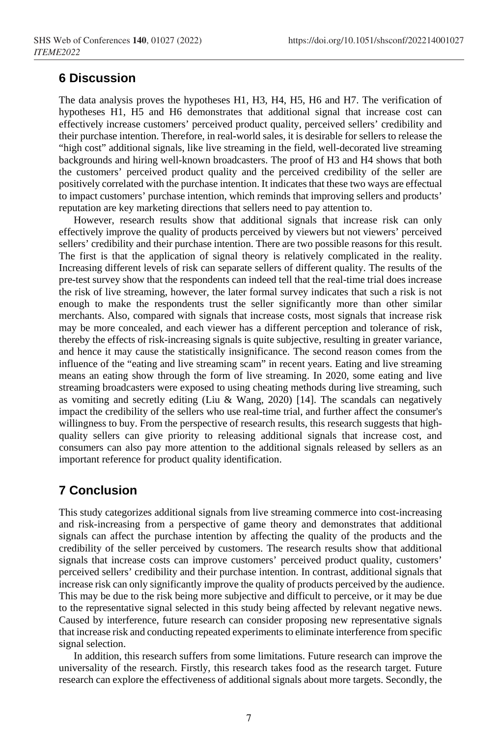## 6 Discussion

The data analysis proves the hypotheses H1, H3, H4, H5, H6 and H7. The verification of hypotheses H1, H5 and H6 demonstrates that additional signal that increase cost can effectively increase customers' perceived product quality, perceived sellers' credibility and their purchase intention. Therefore, in real-world sales, it is desirable for sellers to release the "high cost" additional signals, like live streaming in the field, well-decorated live streaming backgrounds and hiring well-known broadcasters. The proof of H3 and H4 shows that both the customers' perceived product quality and the perceived credibility of the seller are positively correlated with the purchase intention. It indicates that these two ways are effectual to impact customers' purchase intention, which reminds that improving sellers and products' reputation are key marketing directions that sellers need to pay attention to.

However, research results show that additional signals that increase risk can only effectively improve the quality of products perceived by viewers but not viewers' perceived sellers' credibility and their purchase intention. There are two possible reasons for this result. The first is that the application of signal theory is relatively complicated in the reality. Increasing different levels of risk can separate sellers of different quality. The results of the pre-test survey show that the respondents can indeed tell that the real-time trial does increase the risk of live streaming, however, the later formal survey indicates that such a risk is not enough to make the respondents trust the seller significantly more than other similar merchants. Also, compared with signals that increase costs, most signals that increase risk may be more concealed, and each viewer has a different perception and tolerance of risk, thereby the effects of risk-increasing signals is quite subjective, resulting in greater variance, and hence it may cause the statistically insignificance. The second reason comes from the influence of the "eating and live streaming scam" in recent years. Eating and live streaming means an eating show through the form of live streaming. In 2020, some eating and live streaming broadcasters were exposed to using cheating methods during live streaming, such as vomiting and secretly editing (Liu & Wang, 2020) [14]. The scandals can negatively impact the credibility of the sellers who use real-time trial, and further affect the consumer's willingness to buy. From the perspective of research results, this research suggests that high-quality sellers can give priority to releasing additional signals that increase cost, and consumers can also pay more attention to the additional signals released by sellers as an important reference for product quality identification.

## 7 Conclusion

This study categorizes additional signals from live streaming commerce into cost-increasing and risk-increasing from a perspective of game theory and demonstrates that additional signals can affect the purchase intention by affecting the quality of the products and the credibility of the seller perceived by customers. The research results show that additional signals that increase costs can improve customers' perceived product quality, customers' perceived sellers' credibility and their purchase intention. In contrast, additional signals that increase risk can only significantly improve the quality of products perceived by the audience. This may be due to the risk being more subjective and difficult to perceive, or it may be due to the representative signal selected in this study being affected by relevant negative news. Caused by interference, future research can consider proposing new representative signals that increase risk and conducting repeated experiments to eliminate interference from specific signal selection.

In addition, this research suffers from some limitations. Future research can improve the universality of the research. Firstly, this research takes food as the research target. Future research can explore the effectiveness of additional signals about more targets. Secondly, the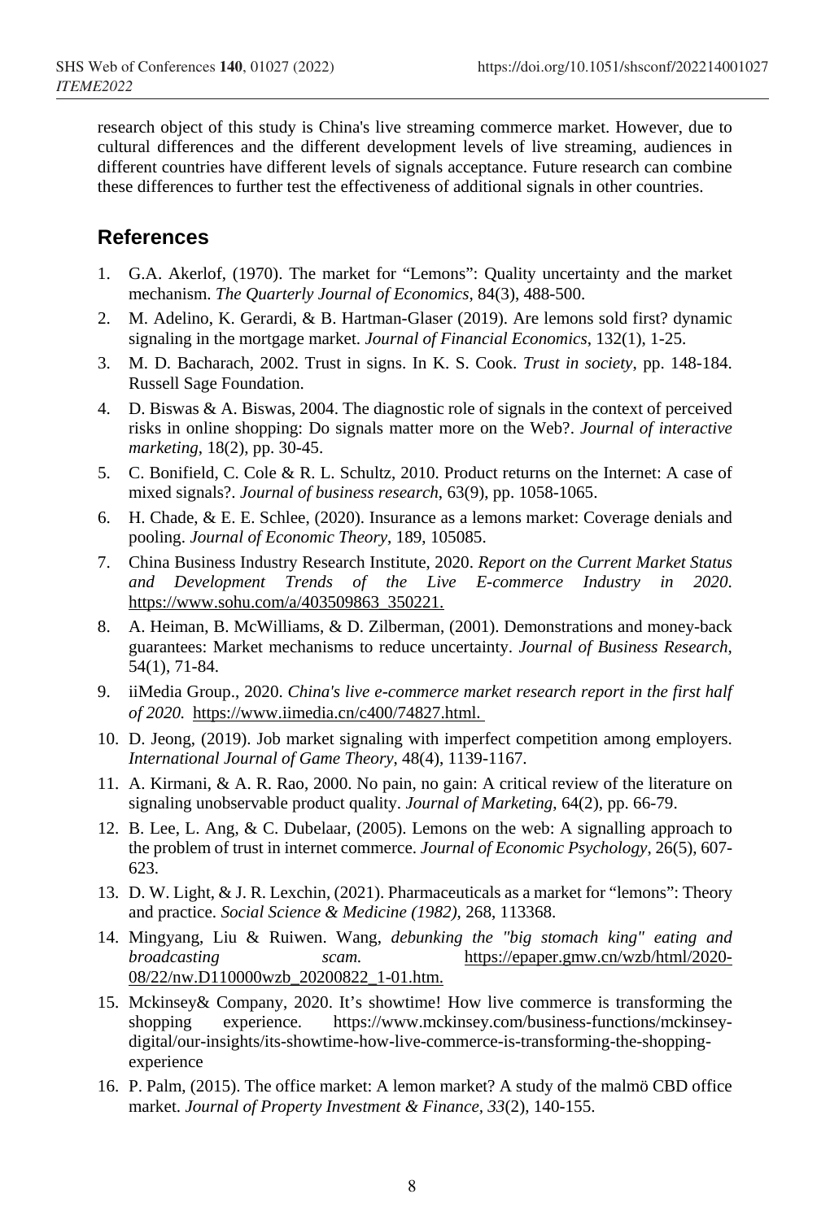research object of this study is China's live streaming commerce market. However, due to cultural differences and the different development levels of live streaming, audiences in different countries have different levels of signals acceptance. Future research can combine these differences to further test the effectiveness of additional signals in other countries.

## References

1. G.A. Akerlof, (1970). The market for "Lemons": Quality uncertainty and the market mechanism. *The Quarterly Journal of Economics*, 84(3), 488-500.
2. M. Adelino, K. Gerardi, & B. Hartman-Glaser (2019). Are lemons sold first? dynamic signaling in the mortgage market. *Journal of Financial Economics*, 132(1), 1-25.
3. M. D. Bacharach, 2002. Trust in signs. In K. S. Cook. *Trust in society*, pp. 148-184. Russell Sage Foundation.
4. D. Biswas & A. Biswas, 2004. The diagnostic role of signals in the context of perceived risks in online shopping: Do signals matter more on the Web?. *Journal of interactive marketing*, 18(2), pp. 30-45.
5. C. Bonifield, C. Cole & R. L. Schultz, 2010. Product returns on the Internet: A case of mixed signals?. *Journal of business research*, 63(9), pp. 1058-1065.
6. H. Chade, & E. E. Schlee, (2020). Insurance as a lemons market: Coverage denials and pooling. *Journal of Economic Theory*, 189, 105085.
7. China Business Industry Research Institute, 2020. *Report on the Current Market Status and Development Trends of the Live E-commerce Industry in 2020*. https://www.sohu.com/a/403509863_350221.
8. A. Heiman, B. McWilliams, & D. Zilberman, (2001). Demonstrations and money-back guarantees: Market mechanisms to reduce uncertainty. *Journal of Business Research*, 54(1), 71-84.
9. iiMedia Group., 2020. *China's live e-commerce market research report in the first half of 2020.* https://www.iimedia.cn/c400/74827.html.
10. D. Jeong, (2019). Job market signaling with imperfect competition among employers. *International Journal of Game Theory*, 48(4), 1139-1167.
11. A. Kirmani, & A. R. Rao, 2000. No pain, no gain: A critical review of the literature on signaling unobservable product quality. *Journal of Marketing*, 64(2), pp. 66-79.
12. B. Lee, L. Ang, & C. Dubelaar, (2005). Lemons on the web: A signalling approach to the problem of trust in internet commerce. *Journal of Economic Psychology*, 26(5), 607-623.
13. D. W. Light, & J. R. Lexchin, (2021). Pharmaceuticals as a market for "lemons": Theory and practice. *Social Science & Medicine (1982)*, 268, 113368.
14. Mingyang, Liu & Ruiwen. Wang, *debunking the "big stomach king" eating and broadcasting scam.* https://epaper.gmw.cn/wzb/html/2020-08/22/nw.D110000wzb_20200822_1-01.htm.
15. Mckinsey& Company, 2020. It's showtime! How live commerce is transforming the shopping experience. https://www.mckinsey.com/business-functions/mckinsey-digital/our-insights/its-showtime-how-live-commerce-is-transforming-the-shopping-experience
16. P. Palm, (2015). The office market: A lemon market? A study of the malmö CBD office market. *Journal of Property Investment & Finance, 33*(2), 140-155.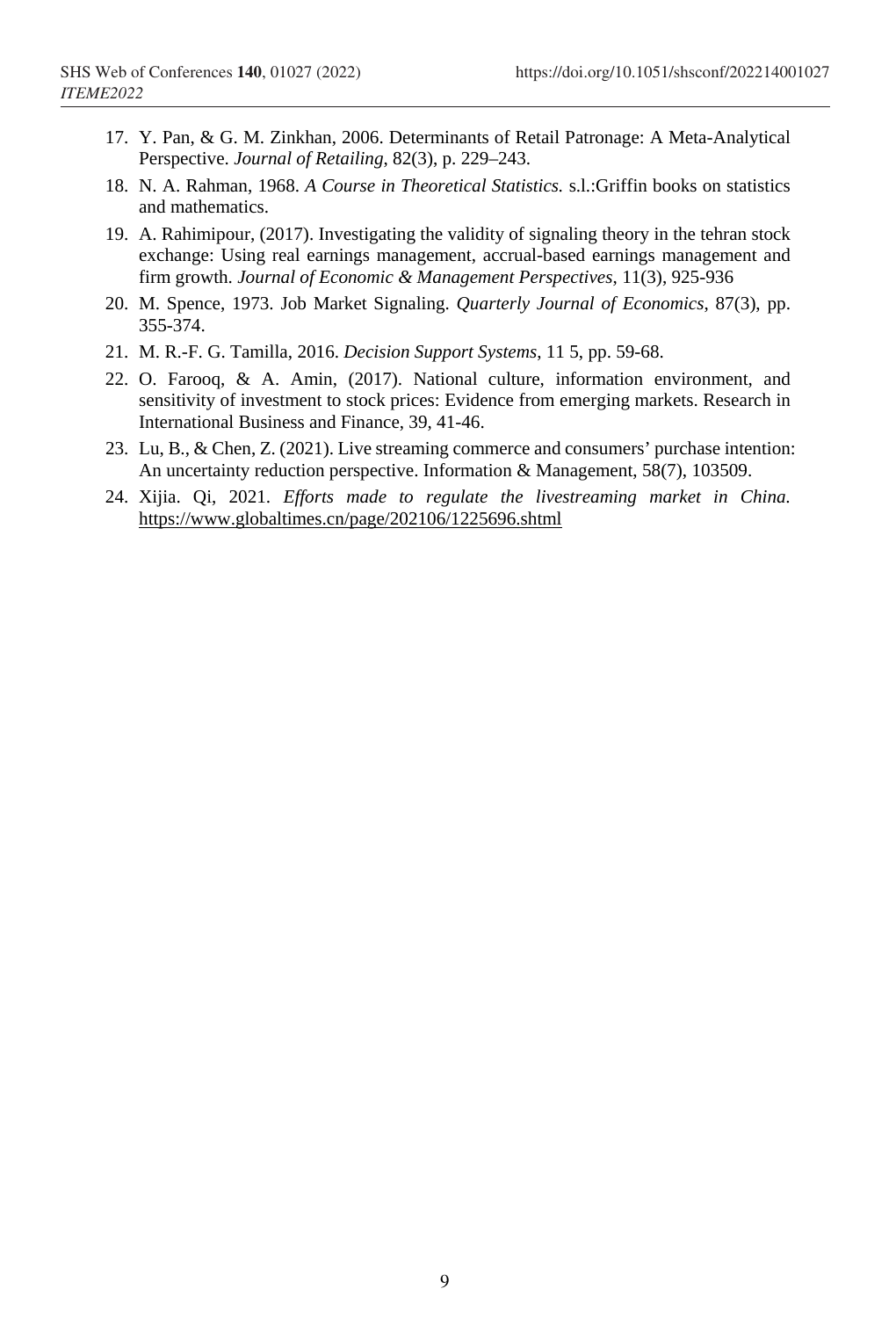17. Y. Pan, & G. M. Zinkhan, 2006. Determinants of Retail Patronage: A Meta-Analytical Perspective. *Journal of Retailing*, 82(3), p. 229–243.
18. N. A. Rahman, 1968. *A Course in Theoretical Statistics.* s.l.:Griffin books on statistics and mathematics.
19. A. Rahimipour, (2017). Investigating the validity of signaling theory in the tehran stock exchange: Using real earnings management, accrual-based earnings management and firm growth. *Journal of Economic & Management Perspectives*, 11(3), 925-936
20. M. Spence, 1973. Job Market Signaling. *Quarterly Journal of Economics*, 87(3), pp. 355-374.
21. M. R.-F. G. Tamilla, 2016. *Decision Support Systems*, 11 5, pp. 59-68.
22. O. Farooq, & A. Amin, (2017). National culture, information environment, and sensitivity of investment to stock prices: Evidence from emerging markets. Research in International Business and Finance, 39, 41-46.
23. Lu, B., & Chen, Z. (2021). Live streaming commerce and consumers' purchase intention: An uncertainty reduction perspective. Information & Management, 58(7), 103509.
24. Xijia. Qi, 2021. *Efforts made to regulate the livestreaming market in China.* https://www.globaltimes.cn/page/202106/1225696.shtml